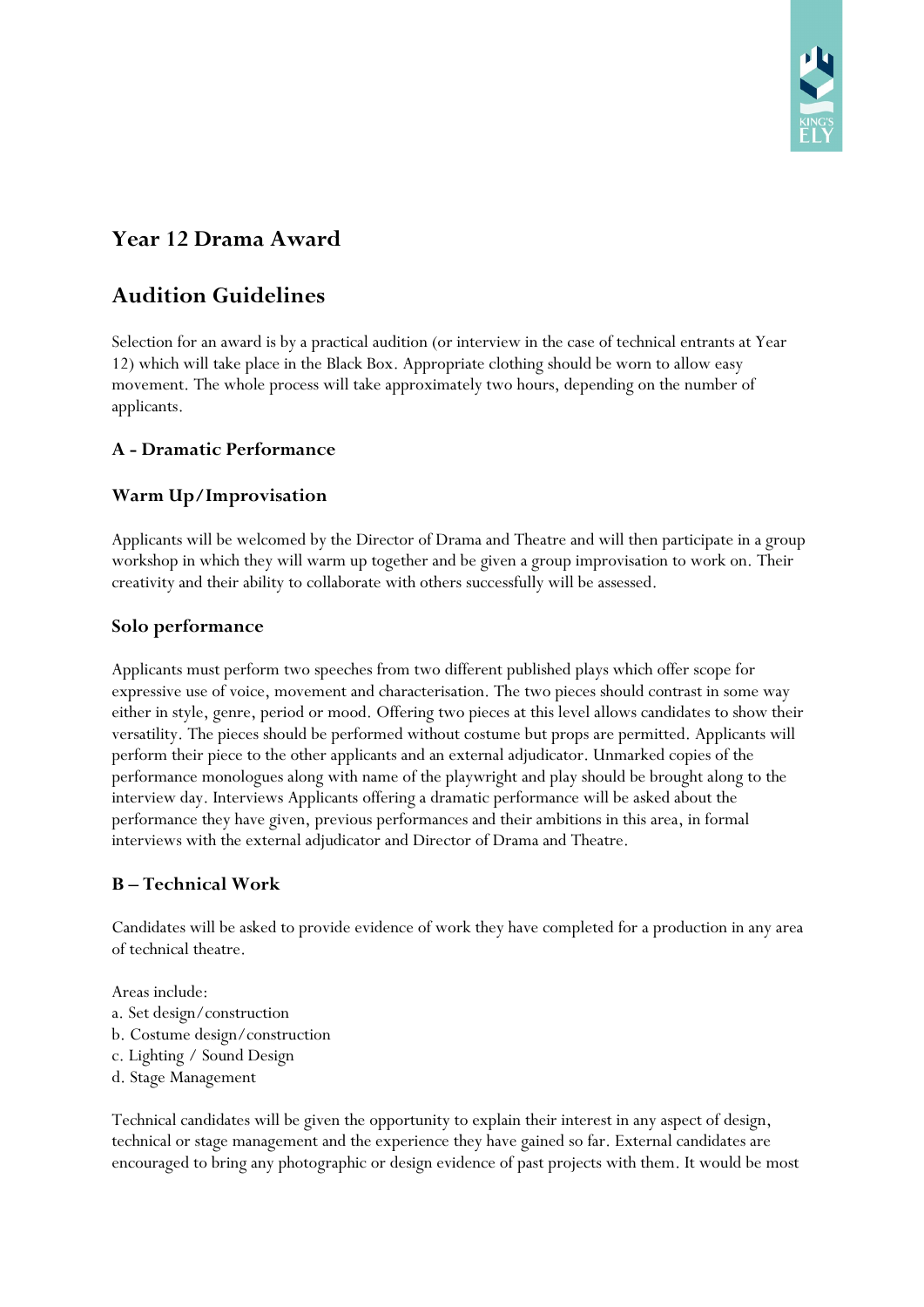## Year 12 Drama Award

## Audition Guidelines

Selection for an award is by a practical audition (or interview in the case of technical entrants at Year 12) which will take place in the Black Box. Appropriate clothing should be worn to allow easy movement. The whole process will take approximately two hours, depending on the number of applicants.

### A - Dramatic Performance

### Warm Up/Improvisation

Applicants will be welcomed by the Director of Drama and Theatre and will then participate in a group workshop in which they will warm up together and be given a group improvisation to work on. Their creativity and their ability to collaborate with others successfully will be assessed.

### Solo performance

Applicants must perform two speeches from two different published plays which offer scope for expressive use of voice, movement and characterisation. The two pieces should contrast in some way either in style, genre, period or mood. Offering two pieces at this level allows candidates to show their versatility. The pieces should be performed without costume but props are permitted. Applicants will perform their piece to the other applicants and an external adjudicator. Unmarked copies of the performance monologues along with name of the playwright and play should be brought along to the interview day. Interviews Applicants offering a dramatic performance will be asked about the performance they have given, previous performances and their ambitions in this area, in formal interviews with the external adjudicator and Director of Drama and Theatre.

### B – Technical Work

Candidates will be asked to provide evidence of work they have completed for a production in any area of technical theatre.

Areas include:
a. Set design/construction
b. Costume design/construction
c. Lighting / Sound Design
d. Stage Management

Technical candidates will be given the opportunity to explain their interest in any aspect of design, technical or stage management and the experience they have gained so far. External candidates are encouraged to bring any photographic or design evidence of past projects with them. It would be most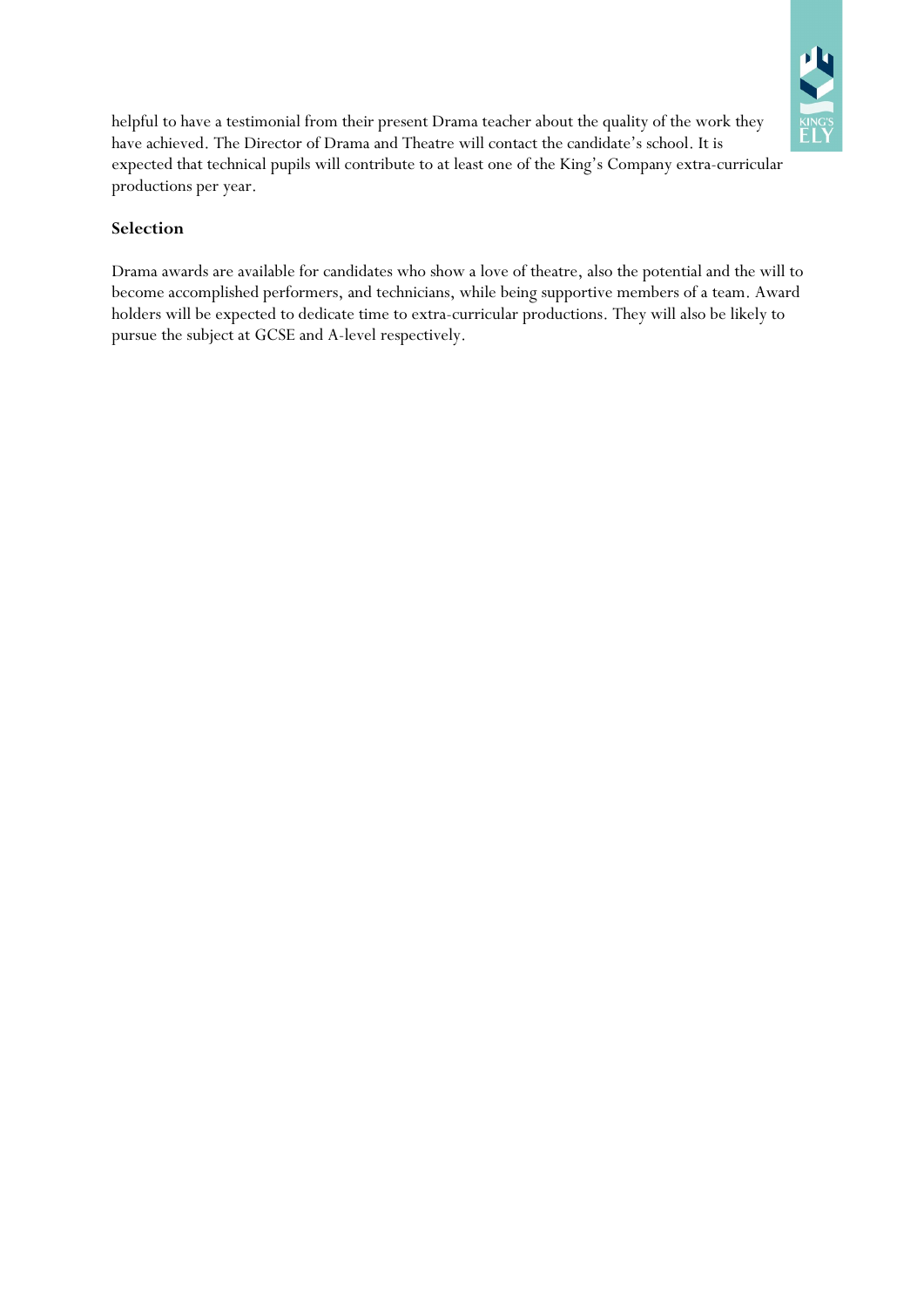helpful to have a testimonial from their present Drama teacher about the quality of the work they have achieved. The Director of Drama and Theatre will contact the candidate's school. It is expected that technical pupils will contribute to at least one of the King's Company extra-curricular productions per year.

**Selection**

Drama awards are available for candidates who show a love of theatre, also the potential and the will to become accomplished performers, and technicians, while being supportive members of a team. Award holders will be expected to dedicate time to extra-curricular productions. They will also be likely to pursue the subject at GCSE and A-level respectively.